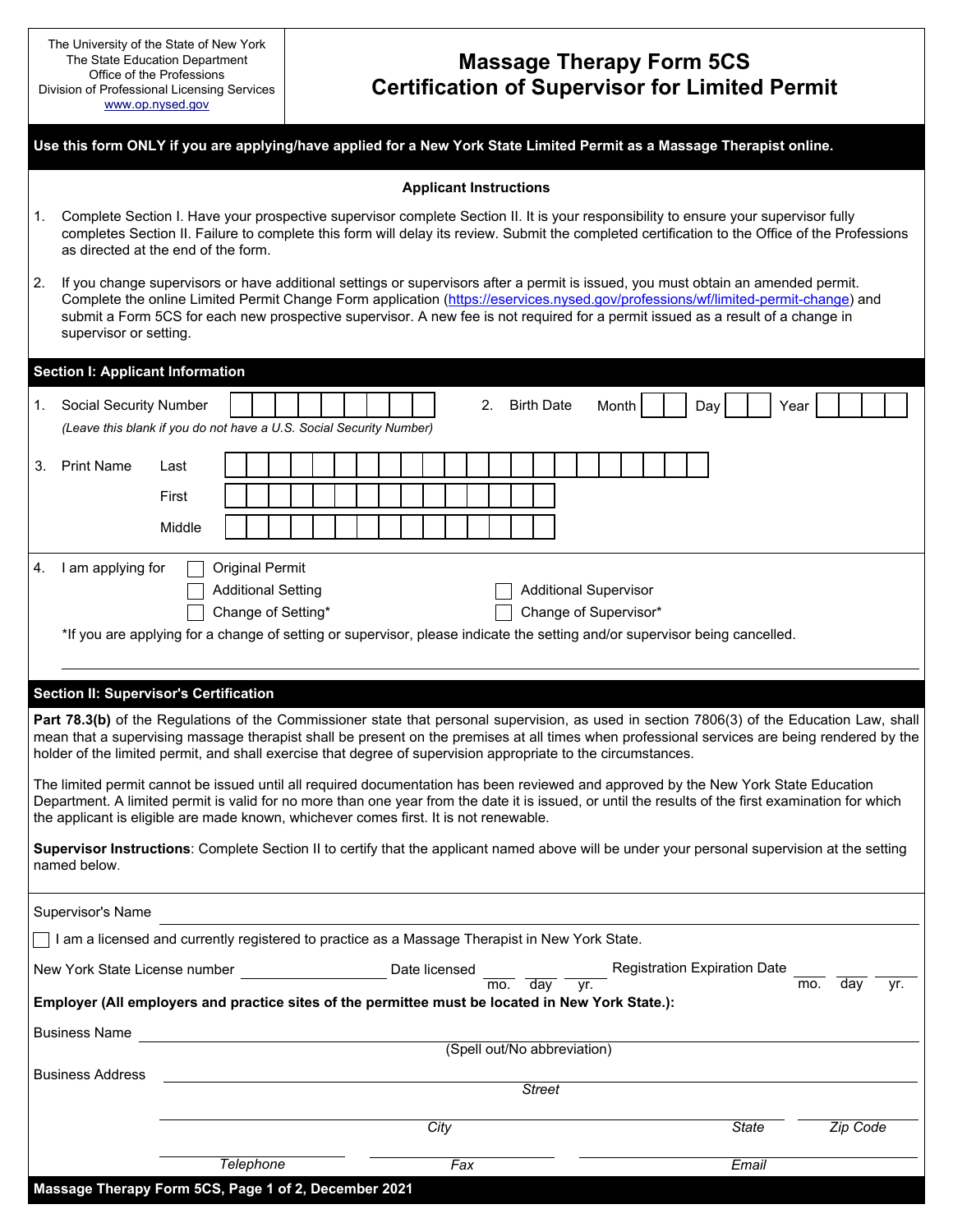The University of the State of New York
The State Education Department
Office of the Professions
Division of Professional Licensing Services
www.op.nysed.gov

# Massage Therapy Form 5CS
# Certification of Supervisor for Limited Permit

**Use this form ONLY if you are applying/have applied for a New York State Limited Permit as a Massage Therapist online.**

### Applicant Instructions

1. Complete Section I. Have your prospective supervisor complete Section II. It is your responsibility to ensure your supervisor fully completes Section II. Failure to complete this form will delay its review. Submit the completed certification to the Office of the Professions as directed at the end of the form.

2. If you change supervisors or have additional settings or supervisors after a permit is issued, you must obtain an amended permit. Complete the online Limited Permit Change Form application (https://eservices.nysed.gov/professions/wf/limited-permit-change) and submit a Form 5CS for each new prospective supervisor. A new fee is not required for a permit issued as a result of a change in supervisor or setting.

## Section I: Applicant Information

1. Social Security Number ☐☐☐☐☐☐☐☐☐
   *(Leave this blank if you do not have a U.S. Social Security Number)*

2. Birth Date Month ☐☐ Day ☐☐ Year ☐☐☐☐

3. Print Name
   - Last ______________________
   - First ______________________
   - Middle ______________________

4. I am applying for
   - ☐ Original Permit
   - ☐ Additional Setting
   - ☐ Additional Supervisor
   - ☐ Change of Setting*
   - ☐ Change of Supervisor*

   *If you are applying for a change of setting or supervisor, please indicate the setting and/or supervisor being cancelled.

   ______________________________________________

## Section II: Supervisor's Certification

**Part 78.3(b)** of the Regulations of the Commissioner state that personal supervision, as used in section 7806(3) of the Education Law, shall mean that a supervising massage therapist shall be present on the premises at all times when professional services are being rendered by the holder of the limited permit, and shall exercise that degree of supervision appropriate to the circumstances.

The limited permit cannot be issued until all required documentation has been reviewed and approved by the New York State Education Department. A limited permit is valid for no more than one year from the date it is issued, or until the results of the first examination for which the applicant is eligible are made known, whichever comes first. It is not renewable.

**Supervisor Instructions**: Complete Section II to certify that the applicant named above will be under your personal supervision at the setting named below.

Supervisor's Name ______________________________________________

☐ I am a licensed and currently registered to practice as a Massage Therapist in New York State.

New York State License number ______________ Date licensed ____ ____ ____ (mo. day yr.) Registration Expiration Date ____ ____ ____ (mo. day yr.)

**Employer (All employers and practice sites of the permittee must be located in New York State.):**

Business Name ______________________________________________
(Spell out/No abbreviation)

Business Address ______________________________________________
Street

______________________________ ________ ________
City State Zip Code

______________ ______________ ______________
Telephone Fax Email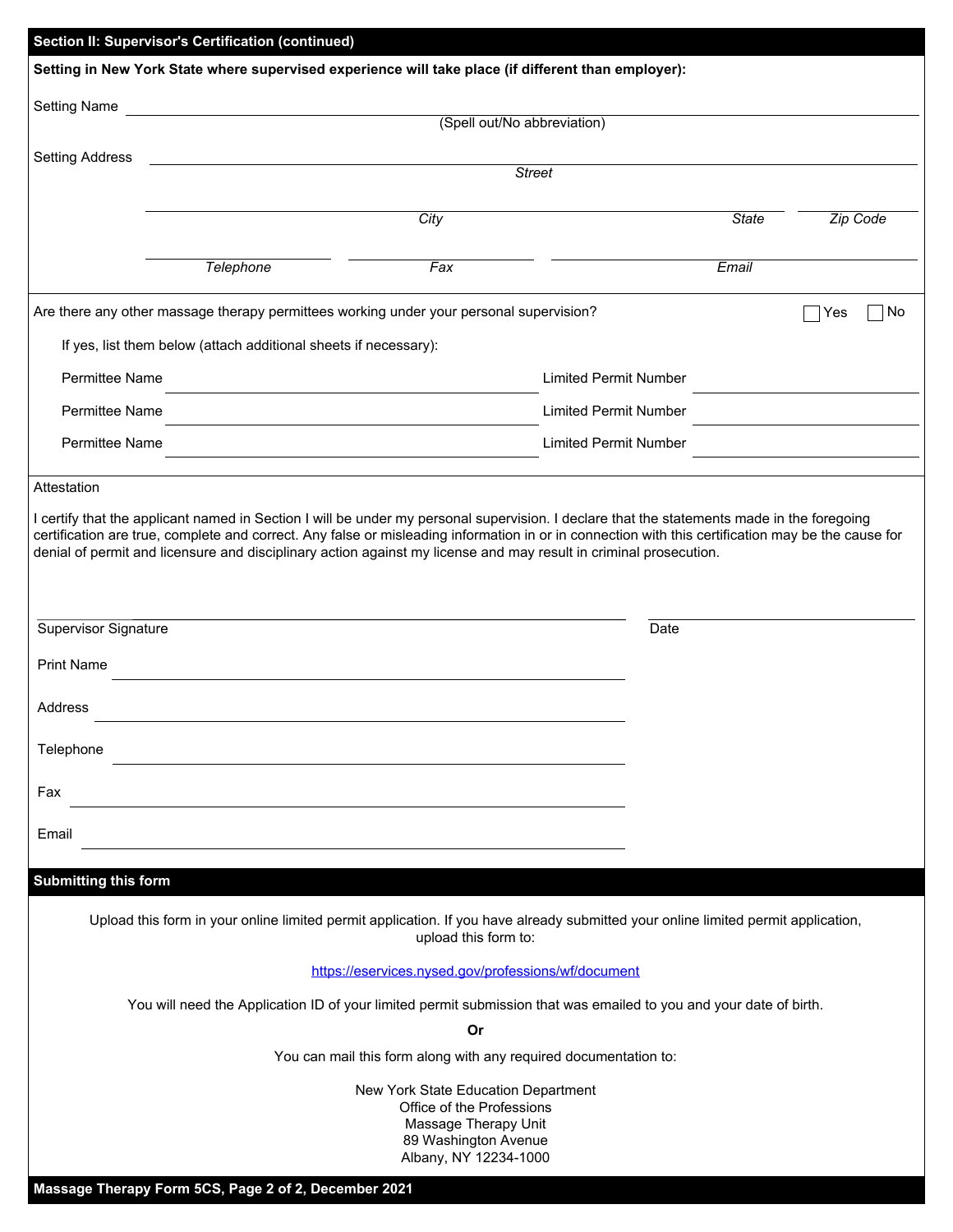## Section II: Supervisor's Certification (continued)

**Setting in New York State where supervised experience will take place (if different than employer):**

Setting Name ____________________________________________
(Spell out/No abbreviation)

Setting Address ____________________________________________
*Street*

____________________________________________
*City* *State* *Zip Code*

____________________________________________
*Telephone* *Fax* *Email*

Are there any other massage therapy permittees working under your personal supervision? ☐ Yes ☐ No

If yes, list them below (attach additional sheets if necessary):

Permittee Name ______________________ Limited Permit Number ______________________

Permittee Name ______________________ Limited Permit Number ______________________

Permittee Name ______________________ Limited Permit Number ______________________

Attestation

I certify that the applicant named in Section I will be under my personal supervision. I declare that the statements made in the foregoing certification are true, complete and correct. Any false or misleading information in or in connection with this certification may be the cause for denial of permit and licensure and disciplinary action against my license and may result in criminal prosecution.

______________________________________ ______________________
Supervisor Signature Date

Print Name ______________________________________

Address ______________________________________

Telephone ______________________________________

Fax ______________________________________

Email ______________________________________

## Submitting this form

Upload this form in your online limited permit application. If you have already submitted your online limited permit application, upload this form to:

https://eservices.nysed.gov/professions/wf/document

You will need the Application ID of your limited permit submission that was emailed to you and your date of birth.

**Or**

You can mail this form along with any required documentation to:

New York State Education Department
Office of the Professions
Massage Therapy Unit
89 Washington Avenue
Albany, NY 12234-1000

**Massage Therapy Form 5CS, December 2021**